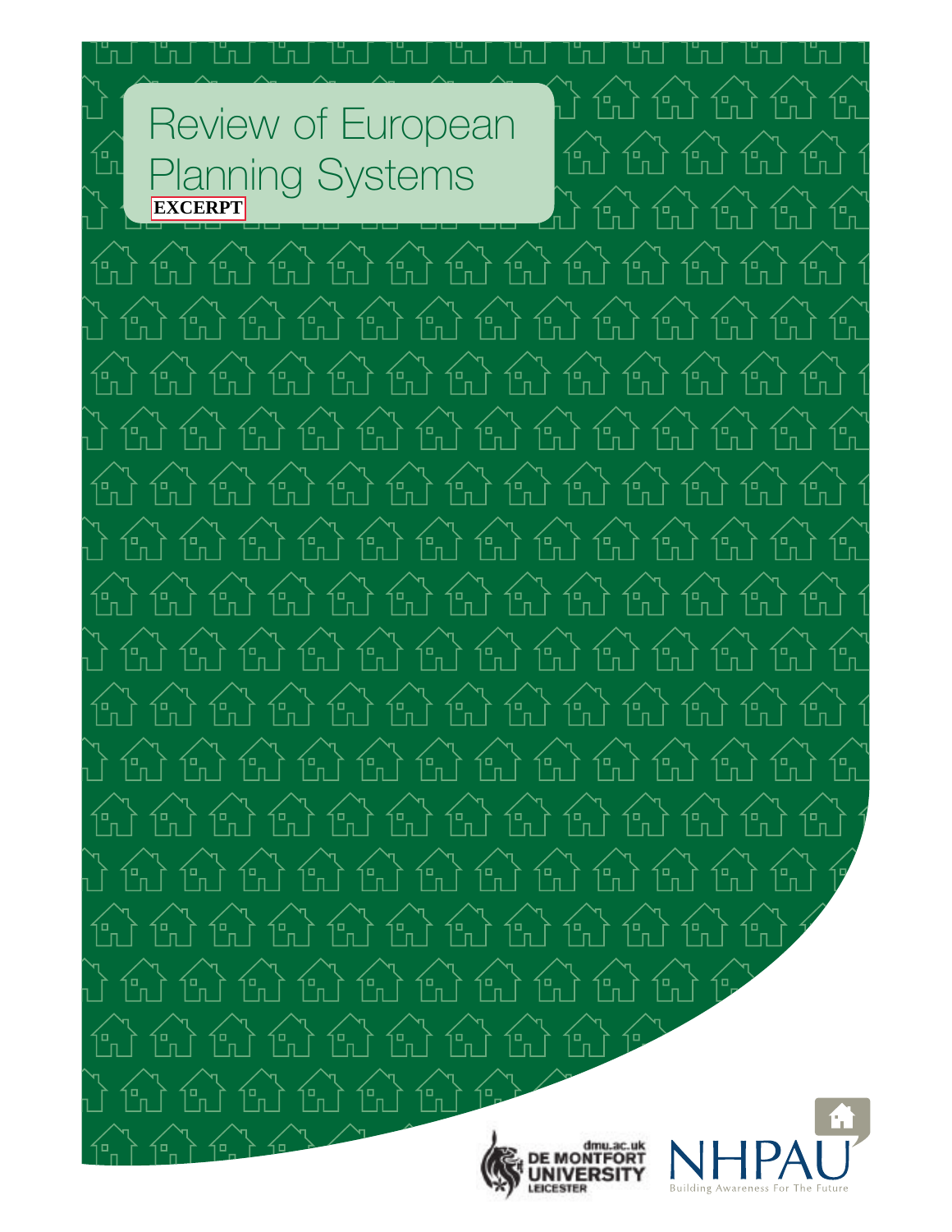# Review of European Planning Systems

**EXCERPT**

dmu.ac.uk
DE MONTFORT UNIVERSITY
LEICESTER

NHPAU
Building Awareness For The Future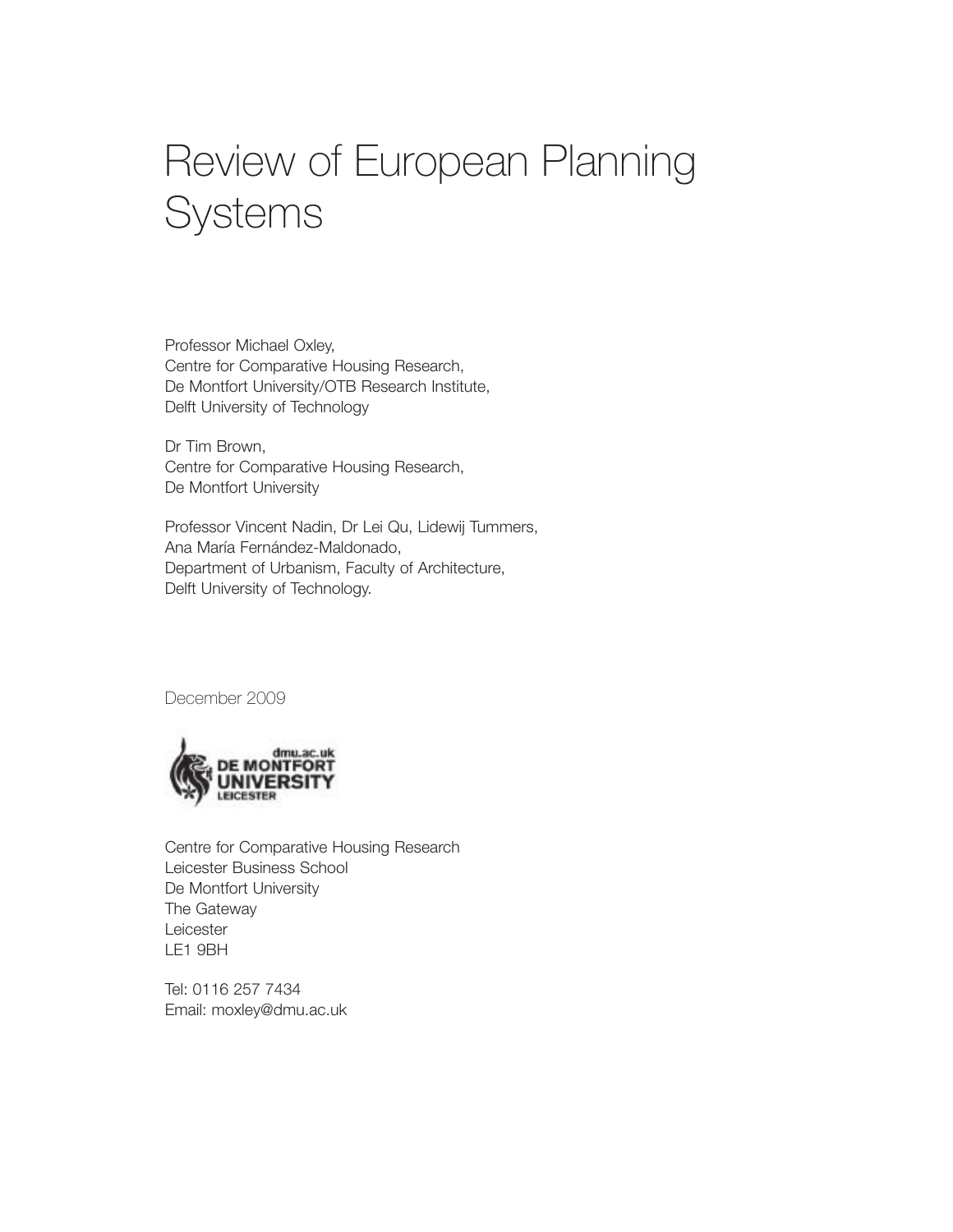# Review of European Planning Systems

Professor Michael Oxley,
Centre for Comparative Housing Research,
De Montfort University/OTB Research Institute,
Delft University of Technology

Dr Tim Brown,
Centre for Comparative Housing Research,
De Montfort University

Professor Vincent Nadin, Dr Lei Qu, Lidewij Tummers,
Ana María Fernández-Maldonado,
Department of Urbanism, Faculty of Architecture,
Delft University of Technology.

December 2009

dmu.ac.uk
DE MONTFORT
UNIVERSITY
LEICESTER

Centre for Comparative Housing Research
Leicester Business School
De Montfort University
The Gateway
Leicester
LE1 9BH

Tel: 0116 257 7434
Email: moxley@dmu.ac.uk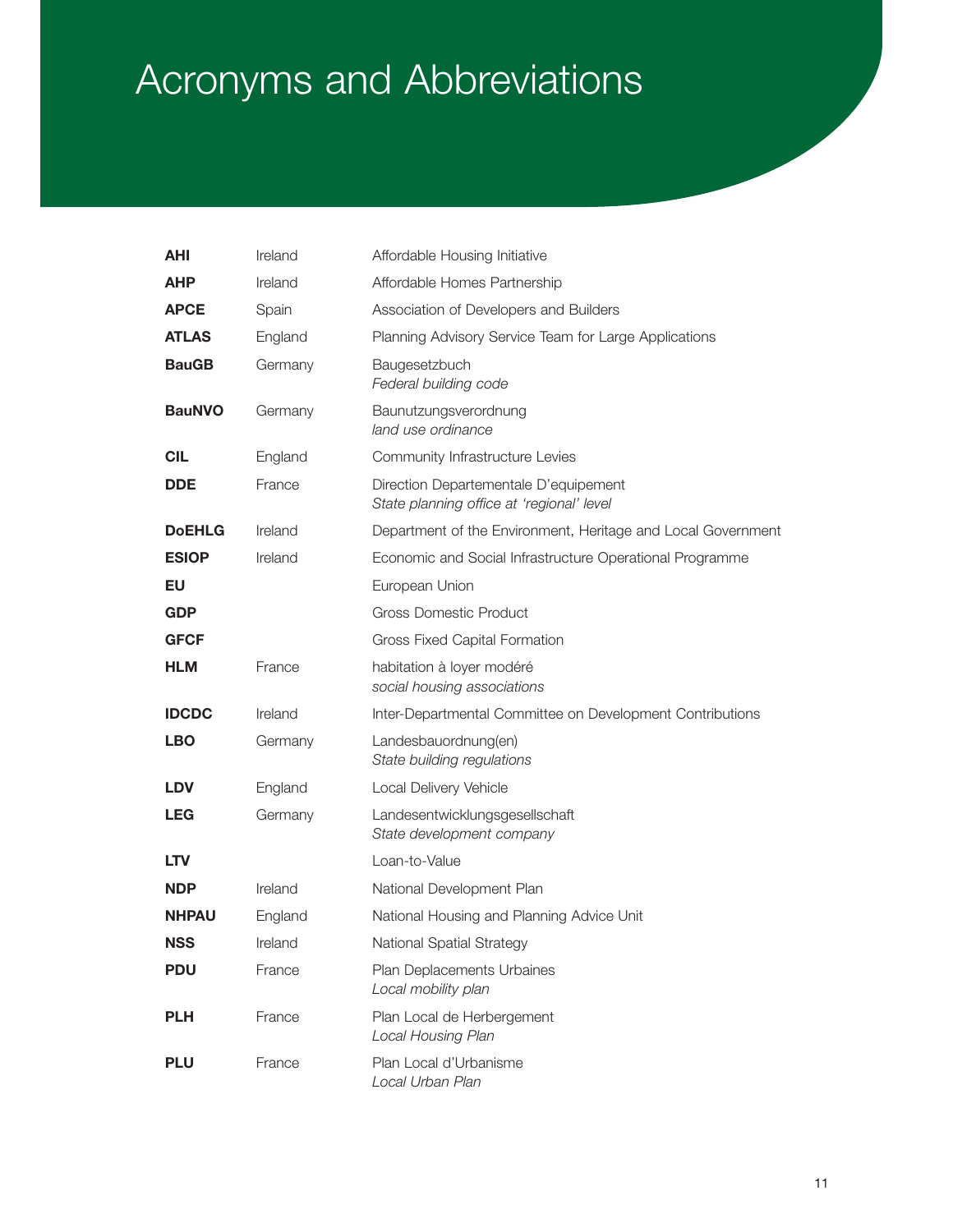# Acronyms and Abbreviations

| | | |
|---|---|---|
| **AHI** | Ireland | Affordable Housing Initiative |
| **AHP** | Ireland | Affordable Homes Partnership |
| **APCE** | Spain | Association of Developers and Builders |
| **ATLAS** | England | Planning Advisory Service Team for Large Applications |
| **BauGB** | Germany | Baugesetzbuch<br>*Federal building code* |
| **BauNVO** | Germany | Baunutzungsverordnung<br>*land use ordinance* |
| **CIL** | England | Community Infrastructure Levies |
| **DDE** | France | Direction Departementale D'equipement<br>*State planning office at 'regional' level* |
| **DoEHLG** | Ireland | Department of the Environment, Heritage and Local Government |
| **ESIOP** | Ireland | Economic and Social Infrastructure Operational Programme |
| **EU** | | European Union |
| **GDP** | | Gross Domestic Product |
| **GFCF** | | Gross Fixed Capital Formation |
| **HLM** | France | habitation à loyer modéré<br>*social housing associations* |
| **IDCDC** | Ireland | Inter-Departmental Committee on Development Contributions |
| **LBO** | Germany | Landesbauordnung(en)<br>*State building regulations* |
| **LDV** | England | Local Delivery Vehicle |
| **LEG** | Germany | Landesentwicklungsgesellschaft<br>*State development company* |
| **LTV** | | Loan-to-Value |
| **NDP** | Ireland | National Development Plan |
| **NHPAU** | England | National Housing and Planning Advice Unit |
| **NSS** | Ireland | National Spatial Strategy |
| **PDU** | France | Plan Deplacements Urbaines<br>*Local mobility plan* |
| **PLH** | France | Plan Local de Herbergement<br>*Local Housing Plan* |
| **PLU** | France | Plan Local d'Urbanisme<br>*Local Urban Plan* |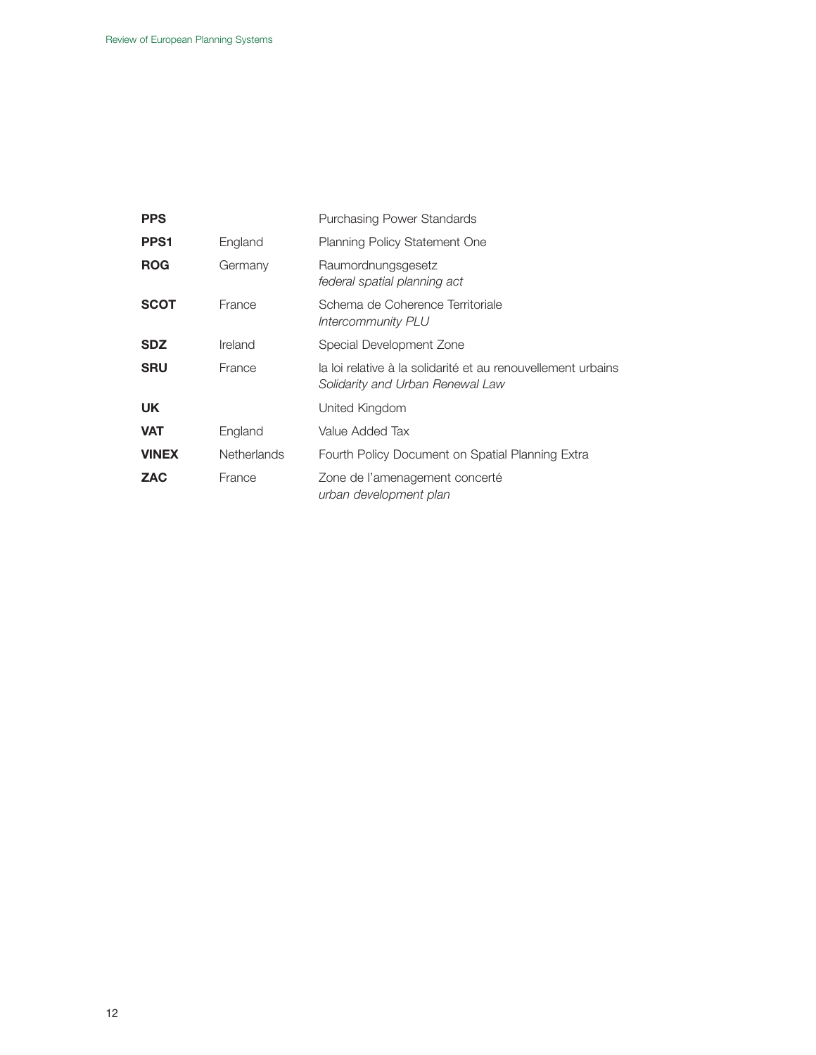| | | |
|---|---|---|
| **PPS** | | Purchasing Power Standards |
| **PPS1** | England | Planning Policy Statement One |
| **ROG** | Germany | Raumordnungsgesetz<br>*federal spatial planning act* |
| **SCOT** | France | Schema de Coherence Territoriale<br>*Intercommunity PLU* |
| **SDZ** | Ireland | Special Development Zone |
| **SRU** | France | la loi relative à la solidarité et au renouvellement urbains<br>*Solidarity and Urban Renewal Law* |
| **UK** | | United Kingdom |
| **VAT** | England | Value Added Tax |
| **VINEX** | Netherlands | Fourth Policy Document on Spatial Planning Extra |
| **ZAC** | France | Zone de l'amenagement concerté<br>*urban development plan* |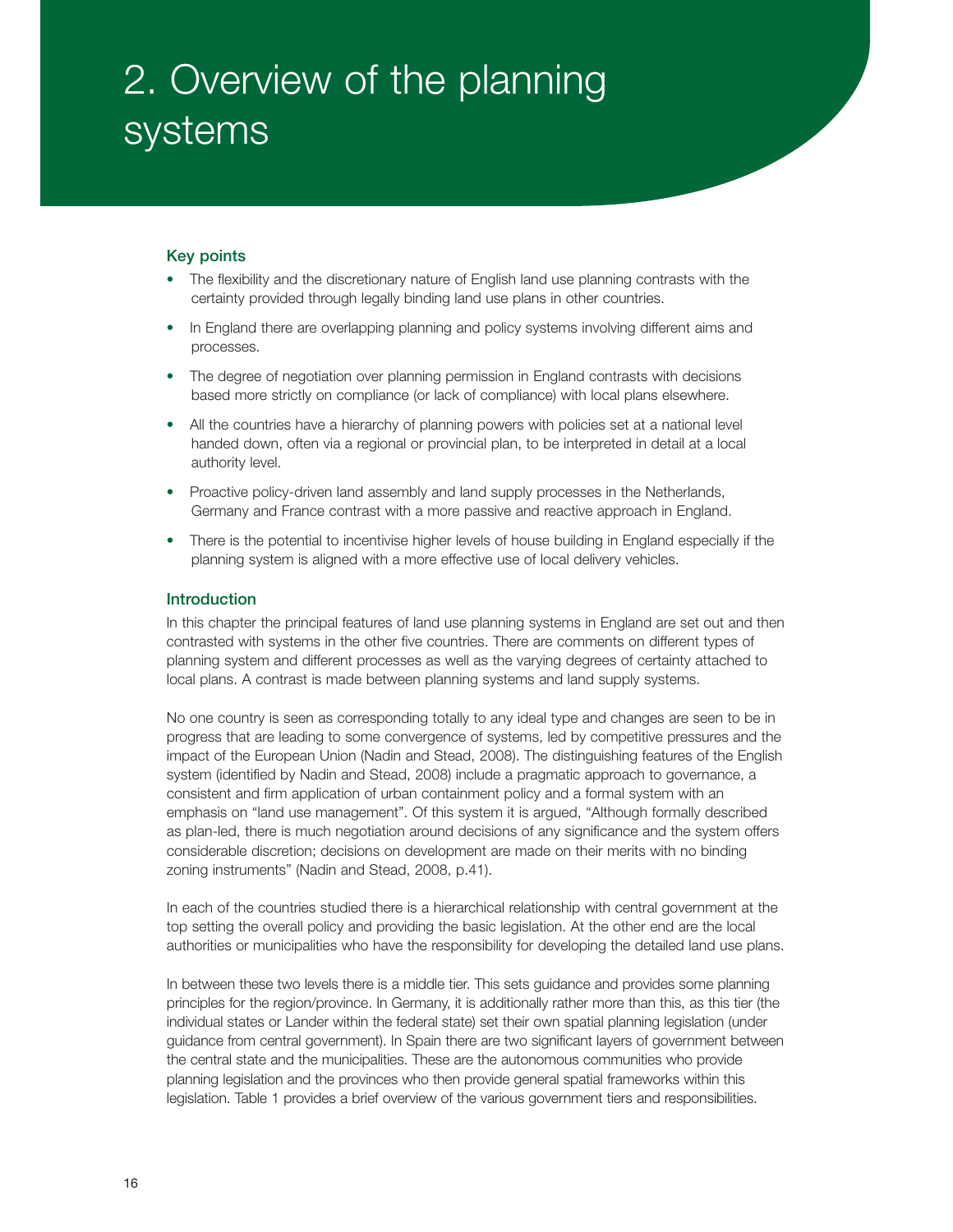# 2. Overview of the planning systems

### Key points

- The flexibility and the discretionary nature of English land use planning contrasts with the certainty provided through legally binding land use plans in other countries.
- In England there are overlapping planning and policy systems involving different aims and processes.
- The degree of negotiation over planning permission in England contrasts with decisions based more strictly on compliance (or lack of compliance) with local plans elsewhere.
- All the countries have a hierarchy of planning powers with policies set at a national level handed down, often via a regional or provincial plan, to be interpreted in detail at a local authority level.
- Proactive policy-driven land assembly and land supply processes in the Netherlands, Germany and France contrast with a more passive and reactive approach in England.
- There is the potential to incentivise higher levels of house building in England especially if the planning system is aligned with a more effective use of local delivery vehicles.

### Introduction

In this chapter the principal features of land use planning systems in England are set out and then contrasted with systems in the other five countries. There are comments on different types of planning system and different processes as well as the varying degrees of certainty attached to local plans. A contrast is made between planning systems and land supply systems.

No one country is seen as corresponding totally to any ideal type and changes are seen to be in progress that are leading to some convergence of systems, led by competitive pressures and the impact of the European Union (Nadin and Stead, 2008). The distinguishing features of the English system (identified by Nadin and Stead, 2008) include a pragmatic approach to governance, a consistent and firm application of urban containment policy and a formal system with an emphasis on "land use management". Of this system it is argued, "Although formally described as plan-led, there is much negotiation around decisions of any significance and the system offers considerable discretion; decisions on development are made on their merits with no binding zoning instruments" (Nadin and Stead, 2008, p.41).

In each of the countries studied there is a hierarchical relationship with central government at the top setting the overall policy and providing the basic legislation. At the other end are the local authorities or municipalities who have the responsibility for developing the detailed land use plans.

In between these two levels there is a middle tier. This sets guidance and provides some planning principles for the region/province. In Germany, it is additionally rather more than this, as this tier (the individual states or Lander within the federal state) set their own spatial planning legislation (under guidance from central government). In Spain there are two significant layers of government between the central state and the municipalities. These are the autonomous communities who provide planning legislation and the provinces who then provide general spatial frameworks within this legislation. Table 1 provides a brief overview of the various government tiers and responsibilities.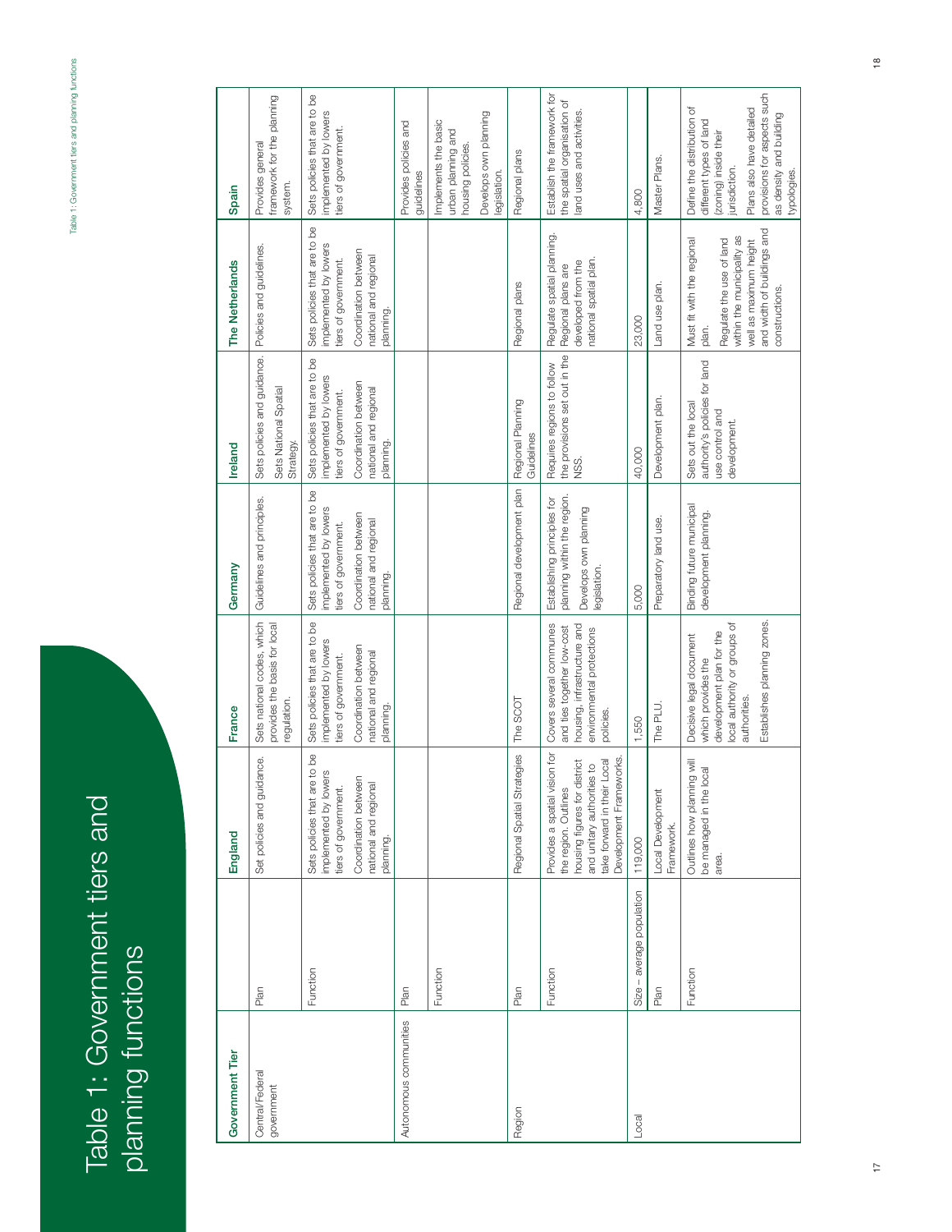# Table 1: Government tiers and planning functions

| Government Tier | | England | France | Germany | Ireland | The Netherlands | Spain |
|---|---|---|---|---|---|---|---|
| Central/Federal government | Plan | Set policies and guidance. | Sets national codes, which provides the basis for local regulation. | Guidelines and principles. | Sets policies and guidance. Sets National Spatial Strategy. | Policies and guidelines. | Provides general framework for the planning system. |
| | Function | Sets policies that are to be implemented by lowers tiers of government. Coordination between national and regional planning. | Sets policies that are to be implemented by lowers tiers of government. Coordination between national and regional planning. | Sets policies that are to be implemented by lowers tiers of government. Coordination between national and regional planning. | Sets policies that are to be implemented by lowers tiers of government. Coordination between national and regional planning. | Sets policies that are to be implemented by lowers tiers of government. Coordination between national and regional planning. | Sets policies that are to be implemented by lowers tiers of government. |
| Autonomous communities | Plan | | | | | | Provides policies and guidelines |
| | Function | | | | | | Implements the basic urban planning and housing policies. Develops own planning legislation. |
| Region | Plan | Regional Spatial Strategies | The SCOT | Regional development plan | Regional Planning Guidelines | Regional plans | Regional plans |
| | Function | Provides a spatial vision for the region. Outlines housing figures for district and unitary authorities to take forward in their Local Development Frameworks. | Covers several communes and ties together low-cost housing, infrastructure and environmental protections policies. | Establishing principles for planning within the region. Develops own planning legislation. | Requires regions to follow the provisions set out in the NSS. | Regulate spatial planning. Regional plans are developed from the national spatial plan. | Establish the framework for the spatial organisation of land uses and activities. |
| | Size – average population | 119,000 | 1,550 | 5,000 | 40,000 | 23,000 | 4,800 |
| Local | Plan | Local Development Framework. | The PLU. | Preparatory land use. | Development plan. | Land use plan. | Master Plans. |
| | Function | Outlines how planning will be managed in the local area. | Decisive legal document which provides the development plan for the local authority or groups of authorities. Establishes planning zones. | Binding future municipal development planning. | Sets out the local authority's policies for land use control and development. | Must fit with the regional plan. Regulate the use of land within the municipality as well as maximum height and width of buildings and constructions. | Define the distribution of different types of land (zoning) inside their jurisdiction. Plans also have detailed provisions for aspects such as density and building typologies. |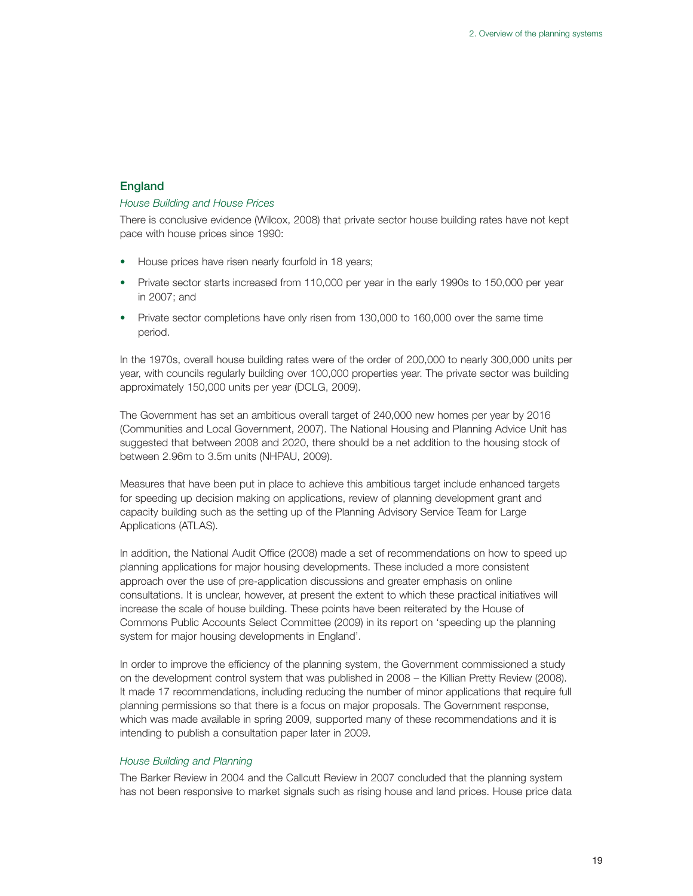## England

*House Building and House Prices*

There is conclusive evidence (Wilcox, 2008) that private sector house building rates have not kept pace with house prices since 1990:

- House prices have risen nearly fourfold in 18 years;
- Private sector starts increased from 110,000 per year in the early 1990s to 150,000 per year in 2007; and
- Private sector completions have only risen from 130,000 to 160,000 over the same time period.

In the 1970s, overall house building rates were of the order of 200,000 to nearly 300,000 units per year, with councils regularly building over 100,000 properties year. The private sector was building approximately 150,000 units per year (DCLG, 2009).

The Government has set an ambitious overall target of 240,000 new homes per year by 2016 (Communities and Local Government, 2007). The National Housing and Planning Advice Unit has suggested that between 2008 and 2020, there should be a net addition to the housing stock of between 2.96m to 3.5m units (NHPAU, 2009).

Measures that have been put in place to achieve this ambitious target include enhanced targets for speeding up decision making on applications, review of planning development grant and capacity building such as the setting up of the Planning Advisory Service Team for Large Applications (ATLAS).

In addition, the National Audit Office (2008) made a set of recommendations on how to speed up planning applications for major housing developments. These included a more consistent approach over the use of pre-application discussions and greater emphasis on online consultations. It is unclear, however, at present the extent to which these practical initiatives will increase the scale of house building. These points have been reiterated by the House of Commons Public Accounts Select Committee (2009) in its report on 'speeding up the planning system for major housing developments in England'.

In order to improve the efficiency of the planning system, the Government commissioned a study on the development control system that was published in 2008 – the Killian Pretty Review (2008). It made 17 recommendations, including reducing the number of minor applications that require full planning permissions so that there is a focus on major proposals. The Government response, which was made available in spring 2009, supported many of these recommendations and it is intending to publish a consultation paper later in 2009.

*House Building and Planning*

The Barker Review in 2004 and the Callcutt Review in 2007 concluded that the planning system has not been responsive to market signals such as rising house and land prices. House price data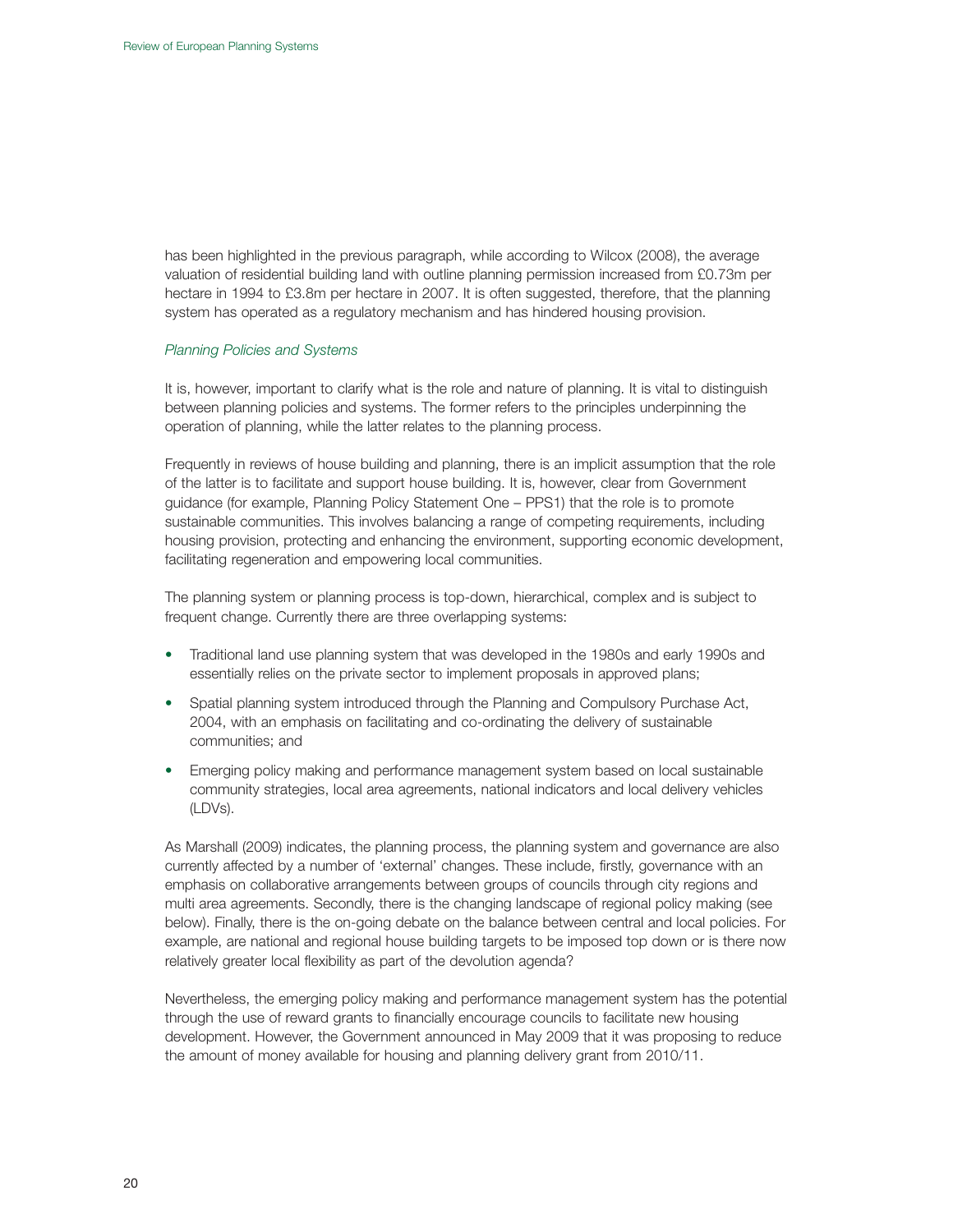has been highlighted in the previous paragraph, while according to Wilcox (2008), the average valuation of residential building land with outline planning permission increased from £0.73m per hectare in 1994 to £3.8m per hectare in 2007. It is often suggested, therefore, that the planning system has operated as a regulatory mechanism and has hindered housing provision.

*Planning Policies and Systems*

It is, however, important to clarify what is the role and nature of planning. It is vital to distinguish between planning policies and systems. The former refers to the principles underpinning the operation of planning, while the latter relates to the planning process.

Frequently in reviews of house building and planning, there is an implicit assumption that the role of the latter is to facilitate and support house building. It is, however, clear from Government guidance (for example, Planning Policy Statement One – PPS1) that the role is to promote sustainable communities. This involves balancing a range of competing requirements, including housing provision, protecting and enhancing the environment, supporting economic development, facilitating regeneration and empowering local communities.

The planning system or planning process is top-down, hierarchical, complex and is subject to frequent change. Currently there are three overlapping systems:

- Traditional land use planning system that was developed in the 1980s and early 1990s and essentially relies on the private sector to implement proposals in approved plans;
- Spatial planning system introduced through the Planning and Compulsory Purchase Act, 2004, with an emphasis on facilitating and co-ordinating the delivery of sustainable communities; and
- Emerging policy making and performance management system based on local sustainable community strategies, local area agreements, national indicators and local delivery vehicles (LDVs).

As Marshall (2009) indicates, the planning process, the planning system and governance are also currently affected by a number of 'external' changes. These include, firstly, governance with an emphasis on collaborative arrangements between groups of councils through city regions and multi area agreements. Secondly, there is the changing landscape of regional policy making (see below). Finally, there is the on-going debate on the balance between central and local policies. For example, are national and regional house building targets to be imposed top down or is there now relatively greater local flexibility as part of the devolution agenda?

Nevertheless, the emerging policy making and performance management system has the potential through the use of reward grants to financially encourage councils to facilitate new housing development. However, the Government announced in May 2009 that it was proposing to reduce the amount of money available for housing and planning delivery grant from 2010/11.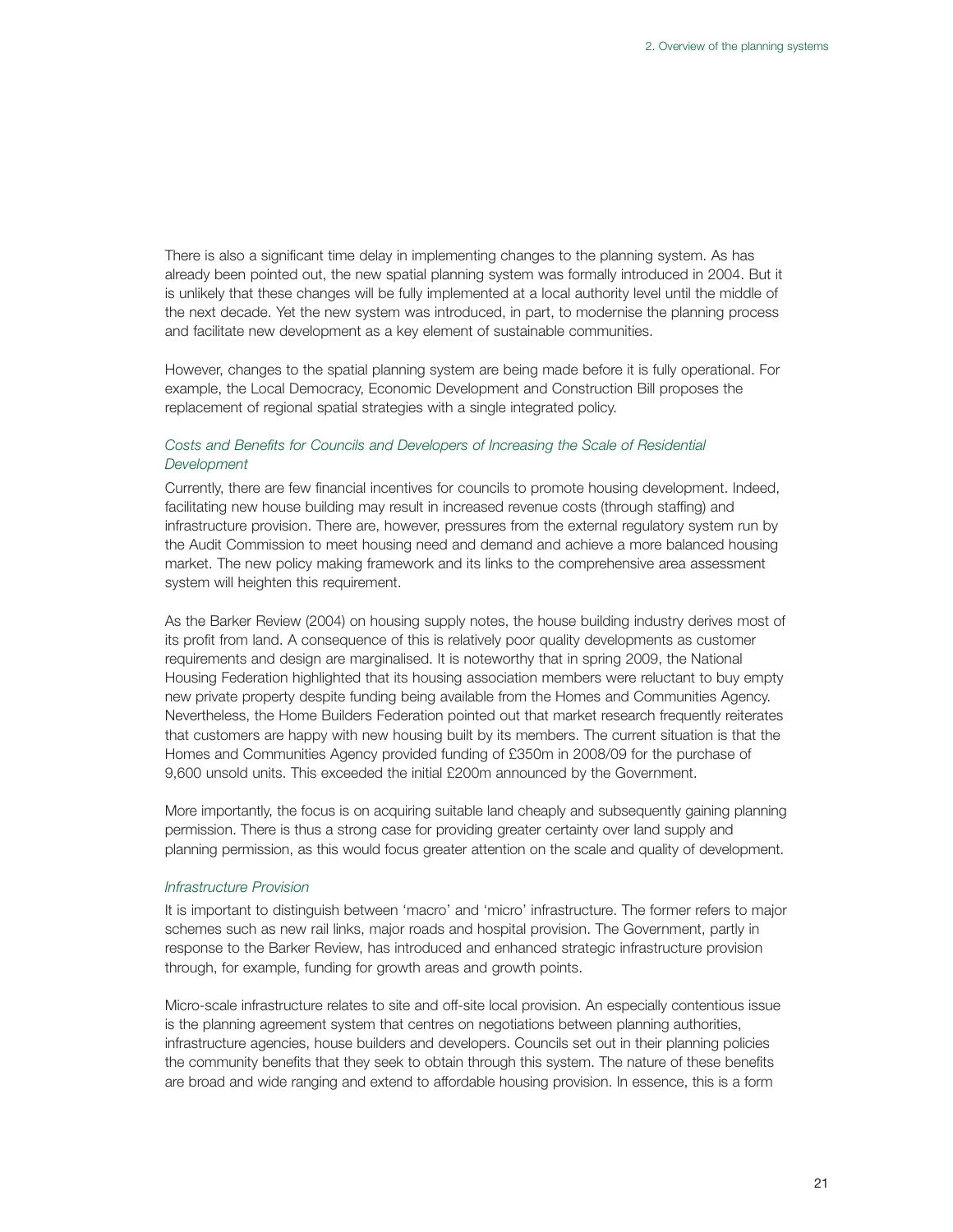There is also a significant time delay in implementing changes to the planning system. As has already been pointed out, the new spatial planning system was formally introduced in 2004. But it is unlikely that these changes will be fully implemented at a local authority level until the middle of the next decade. Yet the new system was introduced, in part, to modernise the planning process and facilitate new development as a key element of sustainable communities.

However, changes to the spatial planning system are being made before it is fully operational. For example, the Local Democracy, Economic Development and Construction Bill proposes the replacement of regional spatial strategies with a single integrated policy.

*Costs and Benefits for Councils and Developers of Increasing the Scale of Residential Development*

Currently, there are few financial incentives for councils to promote housing development. Indeed, facilitating new house building may result in increased revenue costs (through staffing) and infrastructure provision. There are, however, pressures from the external regulatory system run by the Audit Commission to meet housing need and demand and achieve a more balanced housing market. The new policy making framework and its links to the comprehensive area assessment system will heighten this requirement.

As the Barker Review (2004) on housing supply notes, the house building industry derives most of its profit from land. A consequence of this is relatively poor quality developments as customer requirements and design are marginalised. It is noteworthy that in spring 2009, the National Housing Federation highlighted that its housing association members were reluctant to buy empty new private property despite funding being available from the Homes and Communities Agency. Nevertheless, the Home Builders Federation pointed out that market research frequently reiterates that customers are happy with new housing built by its members. The current situation is that the Homes and Communities Agency provided funding of £350m in 2008/09 for the purchase of 9,600 unsold units. This exceeded the initial £200m announced by the Government.

More importantly, the focus is on acquiring suitable land cheaply and subsequently gaining planning permission. There is thus a strong case for providing greater certainty over land supply and planning permission, as this would focus greater attention on the scale and quality of development.

*Infrastructure Provision*

It is important to distinguish between 'macro' and 'micro' infrastructure. The former refers to major schemes such as new rail links, major roads and hospital provision. The Government, partly in response to the Barker Review, has introduced and enhanced strategic infrastructure provision through, for example, funding for growth areas and growth points.

Micro-scale infrastructure relates to site and off-site local provision. An especially contentious issue is the planning agreement system that centres on negotiations between planning authorities, infrastructure agencies, house builders and developers. Councils set out in their planning policies the community benefits that they seek to obtain through this system. The nature of these benefits are broad and wide ranging and extend to affordable housing provision. In essence, this is a form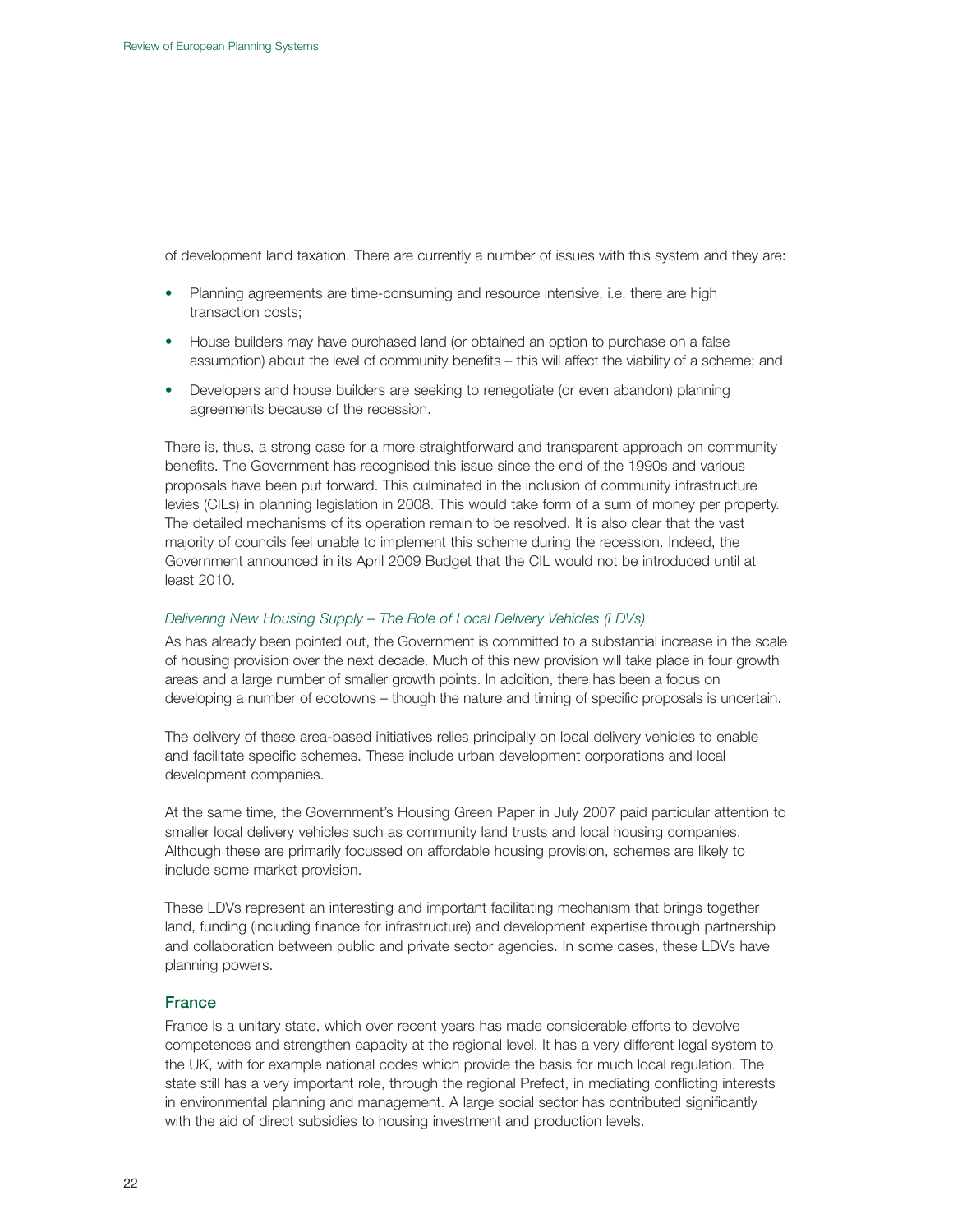of development land taxation. There are currently a number of issues with this system and they are:

- Planning agreements are time-consuming and resource intensive, i.e. there are high transaction costs;
- House builders may have purchased land (or obtained an option to purchase on a false assumption) about the level of community benefits – this will affect the viability of a scheme; and
- Developers and house builders are seeking to renegotiate (or even abandon) planning agreements because of the recession.

There is, thus, a strong case for a more straightforward and transparent approach on community benefits. The Government has recognised this issue since the end of the 1990s and various proposals have been put forward. This culminated in the inclusion of community infrastructure levies (CILs) in planning legislation in 2008. This would take form of a sum of money per property. The detailed mechanisms of its operation remain to be resolved. It is also clear that the vast majority of councils feel unable to implement this scheme during the recession. Indeed, the Government announced in its April 2009 Budget that the CIL would not be introduced until at least 2010.

*Delivering New Housing Supply – The Role of Local Delivery Vehicles (LDVs)*

As has already been pointed out, the Government is committed to a substantial increase in the scale of housing provision over the next decade. Much of this new provision will take place in four growth areas and a large number of smaller growth points. In addition, there has been a focus on developing a number of ecotowns – though the nature and timing of specific proposals is uncertain.

The delivery of these area-based initiatives relies principally on local delivery vehicles to enable and facilitate specific schemes. These include urban development corporations and local development companies.

At the same time, the Government's Housing Green Paper in July 2007 paid particular attention to smaller local delivery vehicles such as community land trusts and local housing companies. Although these are primarily focussed on affordable housing provision, schemes are likely to include some market provision.

These LDVs represent an interesting and important facilitating mechanism that brings together land, funding (including finance for infrastructure) and development expertise through partnership and collaboration between public and private sector agencies. In some cases, these LDVs have planning powers.

### France

France is a unitary state, which over recent years has made considerable efforts to devolve competences and strengthen capacity at the regional level. It has a very different legal system to the UK, with for example national codes which provide the basis for much local regulation. The state still has a very important role, through the regional Prefect, in mediating conflicting interests in environmental planning and management. A large social sector has contributed significantly with the aid of direct subsidies to housing investment and production levels.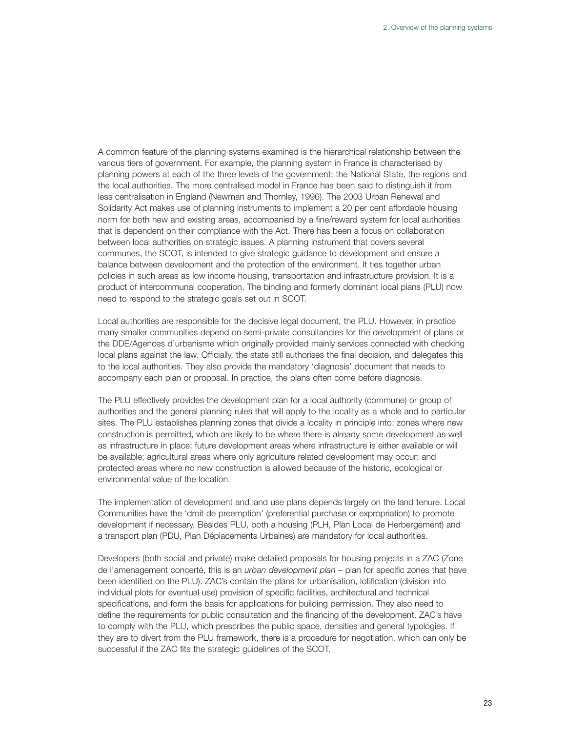A common feature of the planning systems examined is the hierarchical relationship between the various tiers of government. For example, the planning system in France is characterised by planning powers at each of the three levels of the government: the National State, the regions and the local authorities. The more centralised model in France has been said to distinguish it from less centralisation in England (Newman and Thornley, 1996). The 2003 Urban Renewal and Solidarity Act makes use of planning instruments to implement a 20 per cent affordable housing norm for both new and existing areas, accompanied by a fine/reward system for local authorities that is dependent on their compliance with the Act. There has been a focus on collaboration between local authorities on strategic issues. A planning instrument that covers several communes, the SCOT, is intended to give strategic guidance to development and ensure a balance between development and the protection of the environment. It ties together urban policies in such areas as low income housing, transportation and infrastructure provision. It is a product of intercommunal cooperation. The binding and formerly dominant local plans (PLU) now need to respond to the strategic goals set out in SCOT.

Local authorities are responsible for the decisive legal document, the PLU. However, in practice many smaller communities depend on semi-private consultancies for the development of plans or the DDE/Agences d'urbanisme which originally provided mainly services connected with checking local plans against the law. Officially, the state still authorises the final decision, and delegates this to the local authorities. They also provide the mandatory 'diagnosis' document that needs to accompany each plan or proposal. In practice, the plans often come before diagnosis.

The PLU effectively provides the development plan for a local authority (commune) or group of authorities and the general planning rules that will apply to the locality as a whole and to particular sites. The PLU establishes planning zones that divide a locality in principle into: zones where new construction is permitted, which are likely to be where there is already some development as well as infrastructure in place; future development areas where infrastructure is either available or will be available; agricultural areas where only agriculture related development may occur; and protected areas where no new construction is allowed because of the historic, ecological or environmental value of the location.

The implementation of development and land use plans depends largely on the land tenure. Local Communities have the 'droit de preemption' (preferential purchase or expropriation) to promote development if necessary. Besides PLU, both a housing (PLH, Plan Local de Herbergement) and a transport plan (PDU, Plan Déplacements Urbaines) are mandatory for local authorities.

Developers (both social and private) make detailed proposals for housing projects in a ZAC (Zone de l'amenagement concerté, this is an *urban development plan* – plan for specific zones that have been identified on the PLU). ZAC's contain the plans for urbanisation, lotification (division into individual plots for eventual use) provision of specific facilities, architectural and technical specifications, and form the basis for applications for building permission. They also need to define the requirements for public consultation and the financing of the development. ZAC's have to comply with the PLU, which prescribes the public space, densities and general typologies. If they are to divert from the PLU framework, there is a procedure for negotiation, which can only be successful if the ZAC fits the strategic guidelines of the SCOT.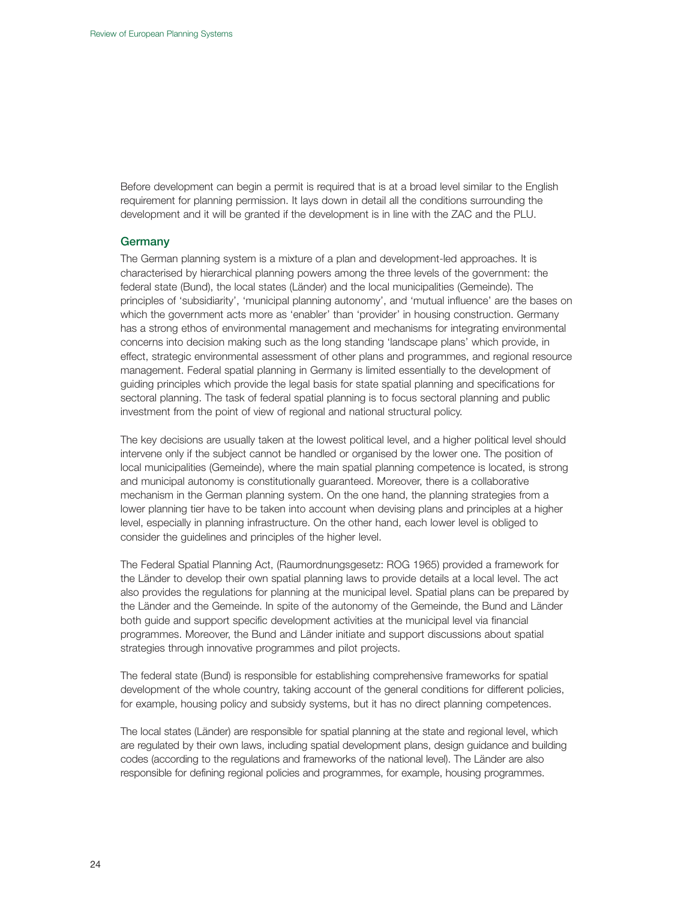Before development can begin a permit is required that is at a broad level similar to the English requirement for planning permission. It lays down in detail all the conditions surrounding the development and it will be granted if the development is in line with the ZAC and the PLU.

### Germany

The German planning system is a mixture of a plan and development-led approaches. It is characterised by hierarchical planning powers among the three levels of the government: the federal state (Bund), the local states (Länder) and the local municipalities (Gemeinde). The principles of 'subsidiarity', 'municipal planning autonomy', and 'mutual influence' are the bases on which the government acts more as 'enabler' than 'provider' in housing construction. Germany has a strong ethos of environmental management and mechanisms for integrating environmental concerns into decision making such as the long standing 'landscape plans' which provide, in effect, strategic environmental assessment of other plans and programmes, and regional resource management. Federal spatial planning in Germany is limited essentially to the development of guiding principles which provide the legal basis for state spatial planning and specifications for sectoral planning. The task of federal spatial planning is to focus sectoral planning and public investment from the point of view of regional and national structural policy.

The key decisions are usually taken at the lowest political level, and a higher political level should intervene only if the subject cannot be handled or organised by the lower one. The position of local municipalities (Gemeinde), where the main spatial planning competence is located, is strong and municipal autonomy is constitutionally guaranteed. Moreover, there is a collaborative mechanism in the German planning system. On the one hand, the planning strategies from a lower planning tier have to be taken into account when devising plans and principles at a higher level, especially in planning infrastructure. On the other hand, each lower level is obliged to consider the guidelines and principles of the higher level.

The Federal Spatial Planning Act, (Raumordnungsgesetz: ROG 1965) provided a framework for the Länder to develop their own spatial planning laws to provide details at a local level. The act also provides the regulations for planning at the municipal level. Spatial plans can be prepared by the Länder and the Gemeinde. In spite of the autonomy of the Gemeinde, the Bund and Länder both guide and support specific development activities at the municipal level via financial programmes. Moreover, the Bund and Länder initiate and support discussions about spatial strategies through innovative programmes and pilot projects.

The federal state (Bund) is responsible for establishing comprehensive frameworks for spatial development of the whole country, taking account of the general conditions for different policies, for example, housing policy and subsidy systems, but it has no direct planning competences.

The local states (Länder) are responsible for spatial planning at the state and regional level, which are regulated by their own laws, including spatial development plans, design guidance and building codes (according to the regulations and frameworks of the national level). The Länder are also responsible for defining regional policies and programmes, for example, housing programmes.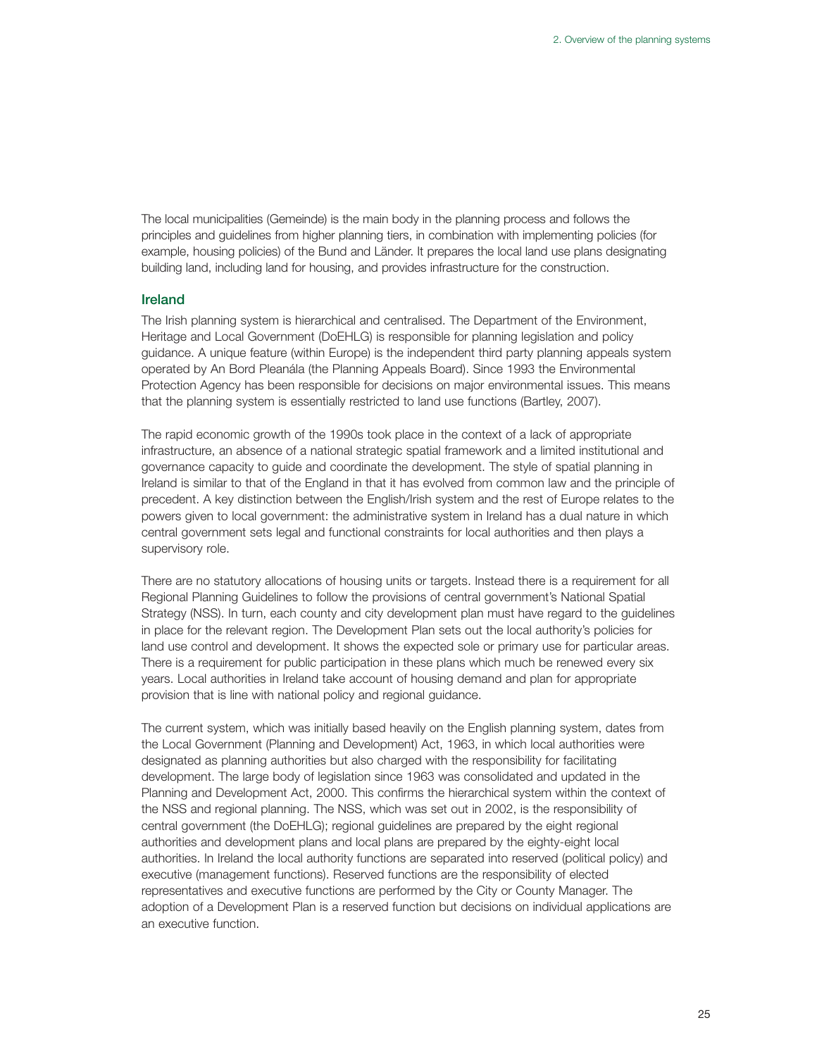The local municipalities (Gemeinde) is the main body in the planning process and follows the principles and guidelines from higher planning tiers, in combination with implementing policies (for example, housing policies) of the Bund and Länder. It prepares the local land use plans designating building land, including land for housing, and provides infrastructure for the construction.

### Ireland

The Irish planning system is hierarchical and centralised. The Department of the Environment, Heritage and Local Government (DoEHLG) is responsible for planning legislation and policy guidance. A unique feature (within Europe) is the independent third party planning appeals system operated by An Bord Pleanála (the Planning Appeals Board). Since 1993 the Environmental Protection Agency has been responsible for decisions on major environmental issues. This means that the planning system is essentially restricted to land use functions (Bartley, 2007).

The rapid economic growth of the 1990s took place in the context of a lack of appropriate infrastructure, an absence of a national strategic spatial framework and a limited institutional and governance capacity to guide and coordinate the development. The style of spatial planning in Ireland is similar to that of the England in that it has evolved from common law and the principle of precedent. A key distinction between the English/Irish system and the rest of Europe relates to the powers given to local government: the administrative system in Ireland has a dual nature in which central government sets legal and functional constraints for local authorities and then plays a supervisory role.

There are no statutory allocations of housing units or targets. Instead there is a requirement for all Regional Planning Guidelines to follow the provisions of central government's National Spatial Strategy (NSS). In turn, each county and city development plan must have regard to the guidelines in place for the relevant region. The Development Plan sets out the local authority's policies for land use control and development. It shows the expected sole or primary use for particular areas. There is a requirement for public participation in these plans which much be renewed every six years. Local authorities in Ireland take account of housing demand and plan for appropriate provision that is line with national policy and regional guidance.

The current system, which was initially based heavily on the English planning system, dates from the Local Government (Planning and Development) Act, 1963, in which local authorities were designated as planning authorities but also charged with the responsibility for facilitating development. The large body of legislation since 1963 was consolidated and updated in the Planning and Development Act, 2000. This confirms the hierarchical system within the context of the NSS and regional planning. The NSS, which was set out in 2002, is the responsibility of central government (the DoEHLG); regional guidelines are prepared by the eight regional authorities and development plans and local plans are prepared by the eighty-eight local authorities. In Ireland the local authority functions are separated into reserved (political policy) and executive (management functions). Reserved functions are the responsibility of elected representatives and executive functions are performed by the City or County Manager. The adoption of a Development Plan is a reserved function but decisions on individual applications are an executive function.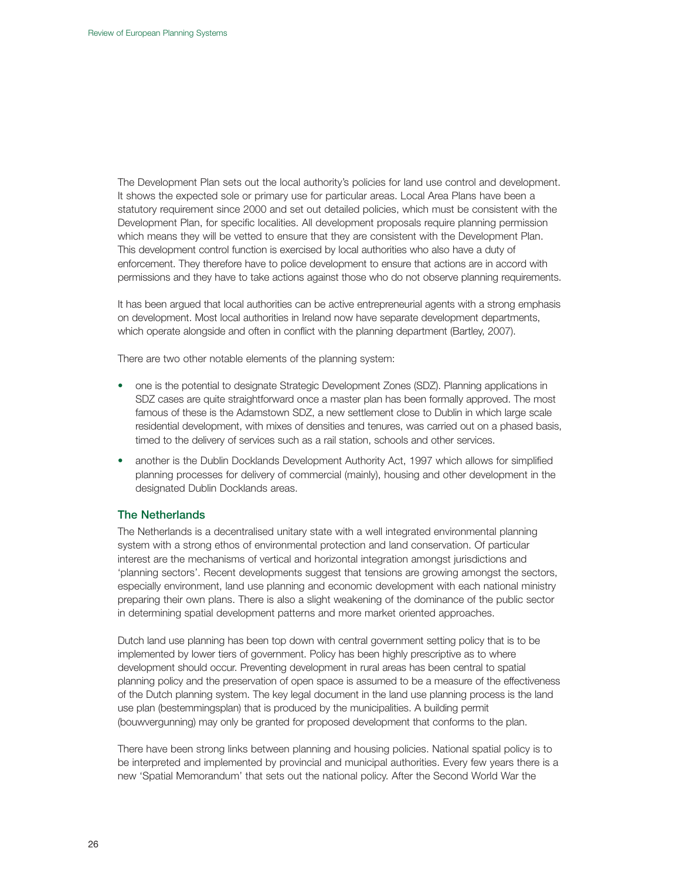The Development Plan sets out the local authority's policies for land use control and development. It shows the expected sole or primary use for particular areas. Local Area Plans have been a statutory requirement since 2000 and set out detailed policies, which must be consistent with the Development Plan, for specific localities. All development proposals require planning permission which means they will be vetted to ensure that they are consistent with the Development Plan. This development control function is exercised by local authorities who also have a duty of enforcement. They therefore have to police development to ensure that actions are in accord with permissions and they have to take actions against those who do not observe planning requirements.

It has been argued that local authorities can be active entrepreneurial agents with a strong emphasis on development. Most local authorities in Ireland now have separate development departments, which operate alongside and often in conflict with the planning department (Bartley, 2007).

There are two other notable elements of the planning system:

- one is the potential to designate Strategic Development Zones (SDZ). Planning applications in SDZ cases are quite straightforward once a master plan has been formally approved. The most famous of these is the Adamstown SDZ, a new settlement close to Dublin in which large scale residential development, with mixes of densities and tenures, was carried out on a phased basis, timed to the delivery of services such as a rail station, schools and other services.
- another is the Dublin Docklands Development Authority Act, 1997 which allows for simplified planning processes for delivery of commercial (mainly), housing and other development in the designated Dublin Docklands areas.

### The Netherlands

The Netherlands is a decentralised unitary state with a well integrated environmental planning system with a strong ethos of environmental protection and land conservation. Of particular interest are the mechanisms of vertical and horizontal integration amongst jurisdictions and 'planning sectors'. Recent developments suggest that tensions are growing amongst the sectors, especially environment, land use planning and economic development with each national ministry preparing their own plans. There is also a slight weakening of the dominance of the public sector in determining spatial development patterns and more market oriented approaches.

Dutch land use planning has been top down with central government setting policy that is to be implemented by lower tiers of government. Policy has been highly prescriptive as to where development should occur. Preventing development in rural areas has been central to spatial planning policy and the preservation of open space is assumed to be a measure of the effectiveness of the Dutch planning system. The key legal document in the land use planning process is the land use plan (bestemmingsplan) that is produced by the municipalities. A building permit (bouwvergunning) may only be granted for proposed development that conforms to the plan.

There have been strong links between planning and housing policies. National spatial policy is to be interpreted and implemented by provincial and municipal authorities. Every few years there is a new 'Spatial Memorandum' that sets out the national policy. After the Second World War the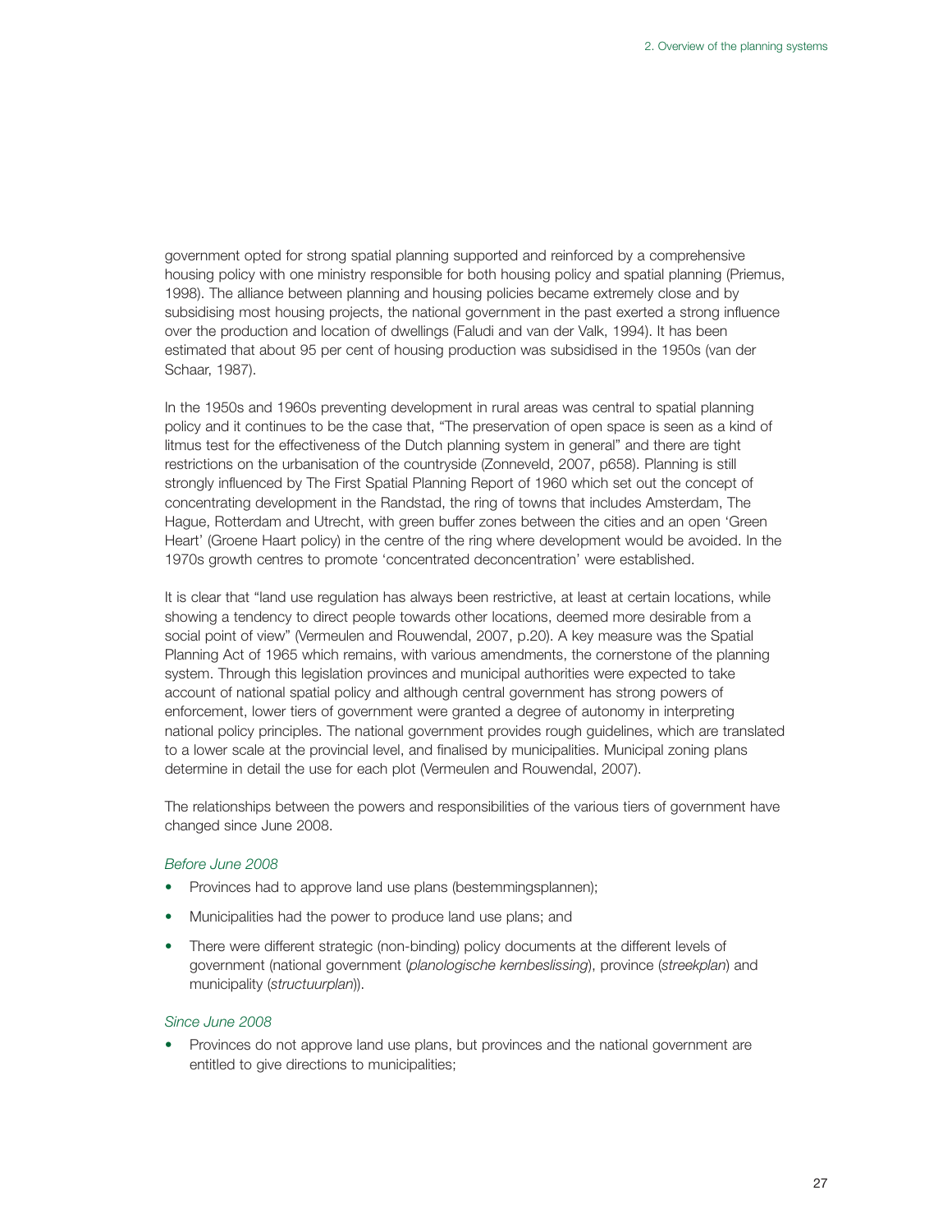government opted for strong spatial planning supported and reinforced by a comprehensive housing policy with one ministry responsible for both housing policy and spatial planning (Priemus, 1998). The alliance between planning and housing policies became extremely close and by subsidising most housing projects, the national government in the past exerted a strong influence over the production and location of dwellings (Faludi and van der Valk, 1994). It has been estimated that about 95 per cent of housing production was subsidised in the 1950s (van der Schaar, 1987).

In the 1950s and 1960s preventing development in rural areas was central to spatial planning policy and it continues to be the case that, "The preservation of open space is seen as a kind of litmus test for the effectiveness of the Dutch planning system in general" and there are tight restrictions on the urbanisation of the countryside (Zonneveld, 2007, p658). Planning is still strongly influenced by The First Spatial Planning Report of 1960 which set out the concept of concentrating development in the Randstad, the ring of towns that includes Amsterdam, The Hague, Rotterdam and Utrecht, with green buffer zones between the cities and an open 'Green Heart' (Groene Haart policy) in the centre of the ring where development would be avoided. In the 1970s growth centres to promote 'concentrated deconcentration' were established.

It is clear that "land use regulation has always been restrictive, at least at certain locations, while showing a tendency to direct people towards other locations, deemed more desirable from a social point of view" (Vermeulen and Rouwendal, 2007, p.20). A key measure was the Spatial Planning Act of 1965 which remains, with various amendments, the cornerstone of the planning system. Through this legislation provinces and municipal authorities were expected to take account of national spatial policy and although central government has strong powers of enforcement, lower tiers of government were granted a degree of autonomy in interpreting national policy principles. The national government provides rough guidelines, which are translated to a lower scale at the provincial level, and finalised by municipalities. Municipal zoning plans determine in detail the use for each plot (Vermeulen and Rouwendal, 2007).

The relationships between the powers and responsibilities of the various tiers of government have changed since June 2008.

*Before June 2008*

- Provinces had to approve land use plans (bestemmingsplannen);
- Municipalities had the power to produce land use plans; and
- There were different strategic (non-binding) policy documents at the different levels of government (national government (*planologische kernbeslissing*), province (*streekplan*) and municipality (*structuurplan*)).

*Since June 2008*

- Provinces do not approve land use plans, but provinces and the national government are entitled to give directions to municipalities;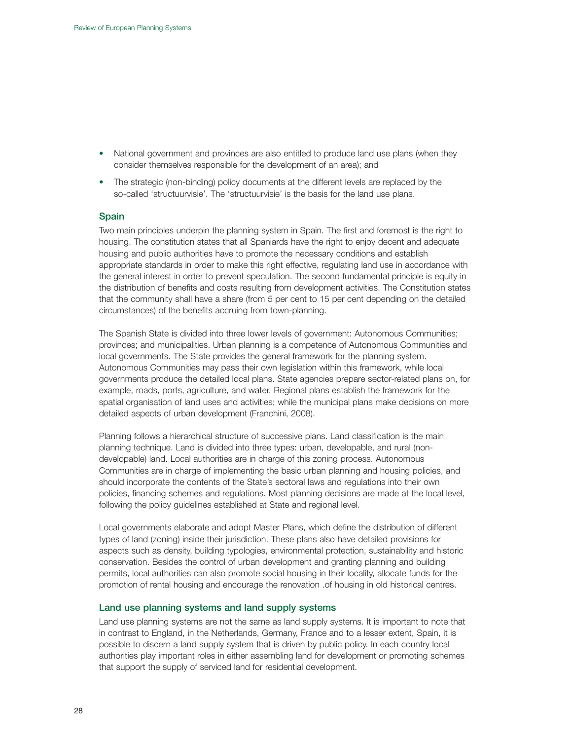- National government and provinces are also entitled to produce land use plans (when they consider themselves responsible for the development of an area); and
- The strategic (non-binding) policy documents at the different levels are replaced by the so-called 'structuurvisie'. The 'structuurvisie' is the basis for the land use plans.

### Spain

Two main principles underpin the planning system in Spain. The first and foremost is the right to housing. The constitution states that all Spaniards have the right to enjoy decent and adequate housing and public authorities have to promote the necessary conditions and establish appropriate standards in order to make this right effective, regulating land use in accordance with the general interest in order to prevent speculation. The second fundamental principle is equity in the distribution of benefits and costs resulting from development activities. The Constitution states that the community shall have a share (from 5 per cent to 15 per cent depending on the detailed circumstances) of the benefits accruing from town-planning.

The Spanish State is divided into three lower levels of government: Autonomous Communities; provinces; and municipalities. Urban planning is a competence of Autonomous Communities and local governments. The State provides the general framework for the planning system. Autonomous Communities may pass their own legislation within this framework, while local governments produce the detailed local plans. State agencies prepare sector-related plans on, for example, roads, ports, agriculture, and water. Regional plans establish the framework for the spatial organisation of land uses and activities; while the municipal plans make decisions on more detailed aspects of urban development (Franchini, 2008).

Planning follows a hierarchical structure of successive plans. Land classification is the main planning technique. Land is divided into three types: urban, developable, and rural (non-developable) land. Local authorities are in charge of this zoning process. Autonomous Communities are in charge of implementing the basic urban planning and housing policies, and should incorporate the contents of the State's sectoral laws and regulations into their own policies, financing schemes and regulations. Most planning decisions are made at the local level, following the policy guidelines established at State and regional level.

Local governments elaborate and adopt Master Plans, which define the distribution of different types of land (zoning) inside their jurisdiction. These plans also have detailed provisions for aspects such as density, building typologies, environmental protection, sustainability and historic conservation. Besides the control of urban development and granting planning and building permits, local authorities can also promote social housing in their locality, allocate funds for the promotion of rental housing and encourage the renovation .of housing in old historical centres.

### Land use planning systems and land supply systems

Land use planning systems are not the same as land supply systems. It is important to note that in contrast to England, in the Netherlands, Germany, France and to a lesser extent, Spain, it is possible to discern a land supply system that is driven by public policy. In each country local authorities play important roles in either assembling land for development or promoting schemes that support the supply of serviced land for residential development.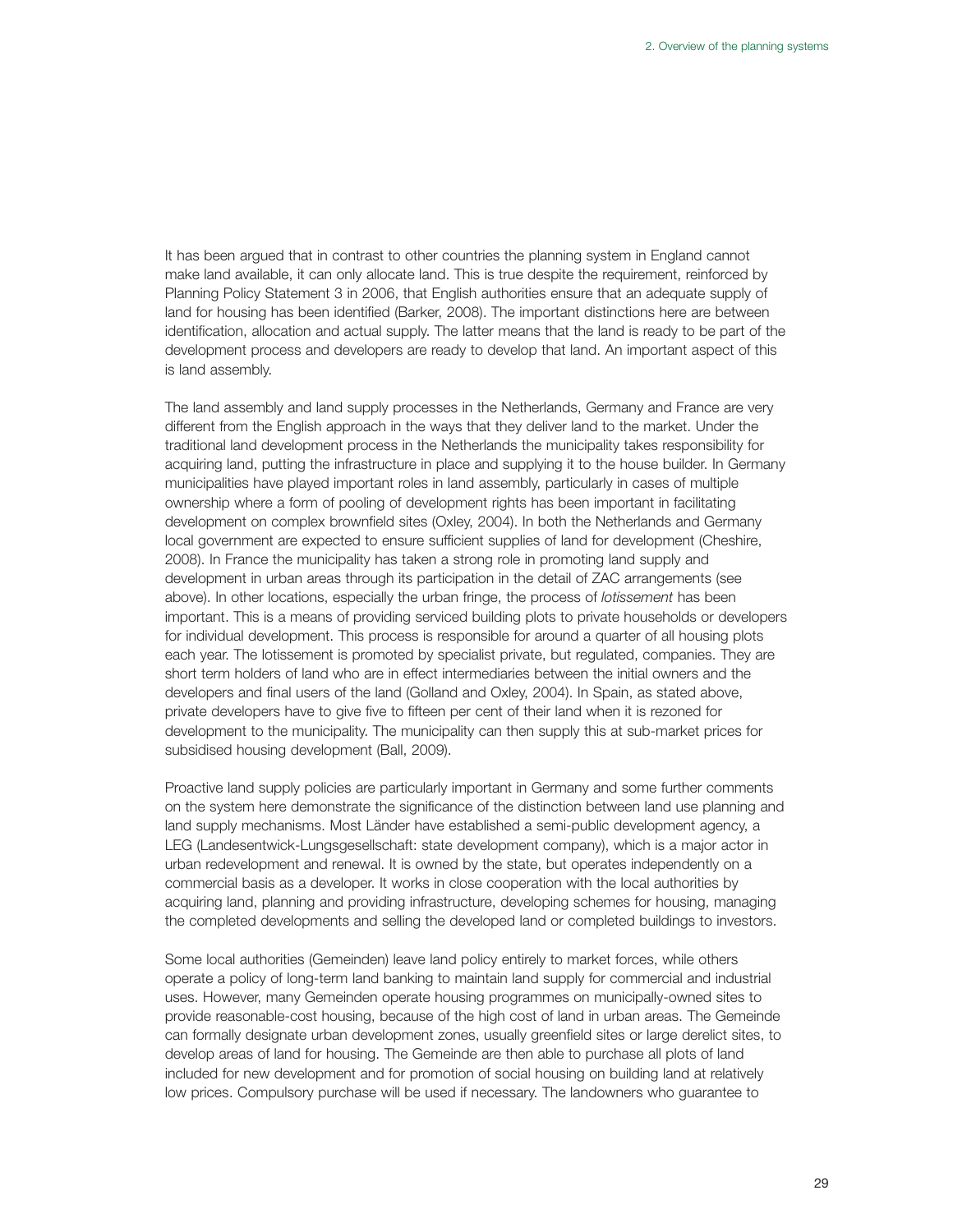It has been argued that in contrast to other countries the planning system in England cannot make land available, it can only allocate land. This is true despite the requirement, reinforced by Planning Policy Statement 3 in 2006, that English authorities ensure that an adequate supply of land for housing has been identified (Barker, 2008). The important distinctions here are between identification, allocation and actual supply. The latter means that the land is ready to be part of the development process and developers are ready to develop that land. An important aspect of this is land assembly.

The land assembly and land supply processes in the Netherlands, Germany and France are very different from the English approach in the ways that they deliver land to the market. Under the traditional land development process in the Netherlands the municipality takes responsibility for acquiring land, putting the infrastructure in place and supplying it to the house builder. In Germany municipalities have played important roles in land assembly, particularly in cases of multiple ownership where a form of pooling of development rights has been important in facilitating development on complex brownfield sites (Oxley, 2004). In both the Netherlands and Germany local government are expected to ensure sufficient supplies of land for development (Cheshire, 2008). In France the municipality has taken a strong role in promoting land supply and development in urban areas through its participation in the detail of ZAC arrangements (see above). In other locations, especially the urban fringe, the process of *lotissement* has been important. This is a means of providing serviced building plots to private households or developers for individual development. This process is responsible for around a quarter of all housing plots each year. The lotissement is promoted by specialist private, but regulated, companies. They are short term holders of land who are in effect intermediaries between the initial owners and the developers and final users of the land (Golland and Oxley, 2004). In Spain, as stated above, private developers have to give five to fifteen per cent of their land when it is rezoned for development to the municipality. The municipality can then supply this at sub-market prices for subsidised housing development (Ball, 2009).

Proactive land supply policies are particularly important in Germany and some further comments on the system here demonstrate the significance of the distinction between land use planning and land supply mechanisms. Most Länder have established a semi-public development agency, a LEG (Landesentwick-Lungsgesellschaft: state development company), which is a major actor in urban redevelopment and renewal. It is owned by the state, but operates independently on a commercial basis as a developer. It works in close cooperation with the local authorities by acquiring land, planning and providing infrastructure, developing schemes for housing, managing the completed developments and selling the developed land or completed buildings to investors.

Some local authorities (Gemeinden) leave land policy entirely to market forces, while others operate a policy of long-term land banking to maintain land supply for commercial and industrial uses. However, many Gemeinden operate housing programmes on municipally-owned sites to provide reasonable-cost housing, because of the high cost of land in urban areas. The Gemeinde can formally designate urban development zones, usually greenfield sites or large derelict sites, to develop areas of land for housing. The Gemeinde are then able to purchase all plots of land included for new development and for promotion of social housing on building land at relatively low prices. Compulsory purchase will be used if necessary. The landowners who guarantee to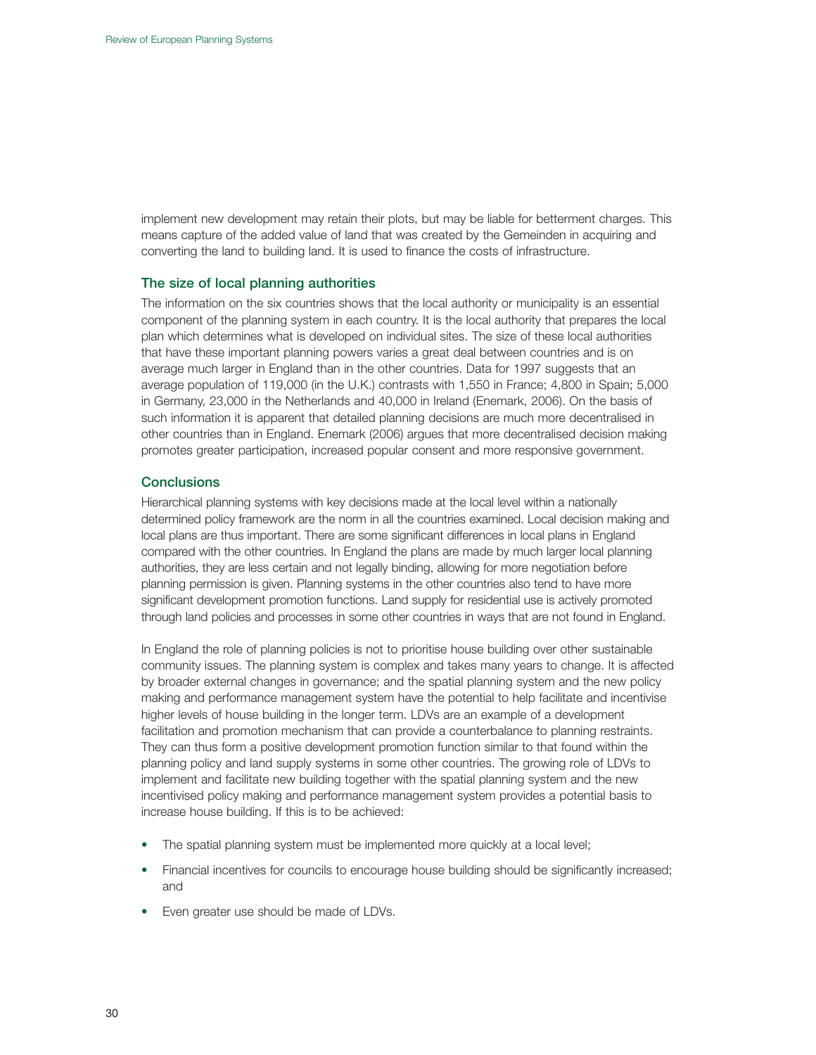implement new development may retain their plots, but may be liable for betterment charges. This means capture of the added value of land that was created by the Gemeinden in acquiring and converting the land to building land. It is used to finance the costs of infrastructure.

### The size of local planning authorities

The information on the six countries shows that the local authority or municipality is an essential component of the planning system in each country. It is the local authority that prepares the local plan which determines what is developed on individual sites. The size of these local authorities that have these important planning powers varies a great deal between countries and is on average much larger in England than in the other countries. Data for 1997 suggests that an average population of 119,000 (in the U.K.) contrasts with 1,550 in France; 4,800 in Spain; 5,000 in Germany, 23,000 in the Netherlands and 40,000 in Ireland (Enemark, 2006). On the basis of such information it is apparent that detailed planning decisions are much more decentralised in other countries than in England. Enemark (2006) argues that more decentralised decision making promotes greater participation, increased popular consent and more responsive government.

### Conclusions

Hierarchical planning systems with key decisions made at the local level within a nationally determined policy framework are the norm in all the countries examined. Local decision making and local plans are thus important. There are some significant differences in local plans in England compared with the other countries. In England the plans are made by much larger local planning authorities, they are less certain and not legally binding, allowing for more negotiation before planning permission is given. Planning systems in the other countries also tend to have more significant development promotion functions. Land supply for residential use is actively promoted through land policies and processes in some other countries in ways that are not found in England.

In England the role of planning policies is not to prioritise house building over other sustainable community issues. The planning system is complex and takes many years to change. It is affected by broader external changes in governance; and the spatial planning system and the new policy making and performance management system have the potential to help facilitate and incentivise higher levels of house building in the longer term. LDVs are an example of a development facilitation and promotion mechanism that can provide a counterbalance to planning restraints. They can thus form a positive development promotion function similar to that found within the planning policy and land supply systems in some other countries. The growing role of LDVs to implement and facilitate new building together with the spatial planning system and the new incentivised policy making and performance management system provides a potential basis to increase house building. If this is to be achieved:

- The spatial planning system must be implemented more quickly at a local level;
- Financial incentives for councils to encourage house building should be significantly increased; and
- Even greater use should be made of LDVs.